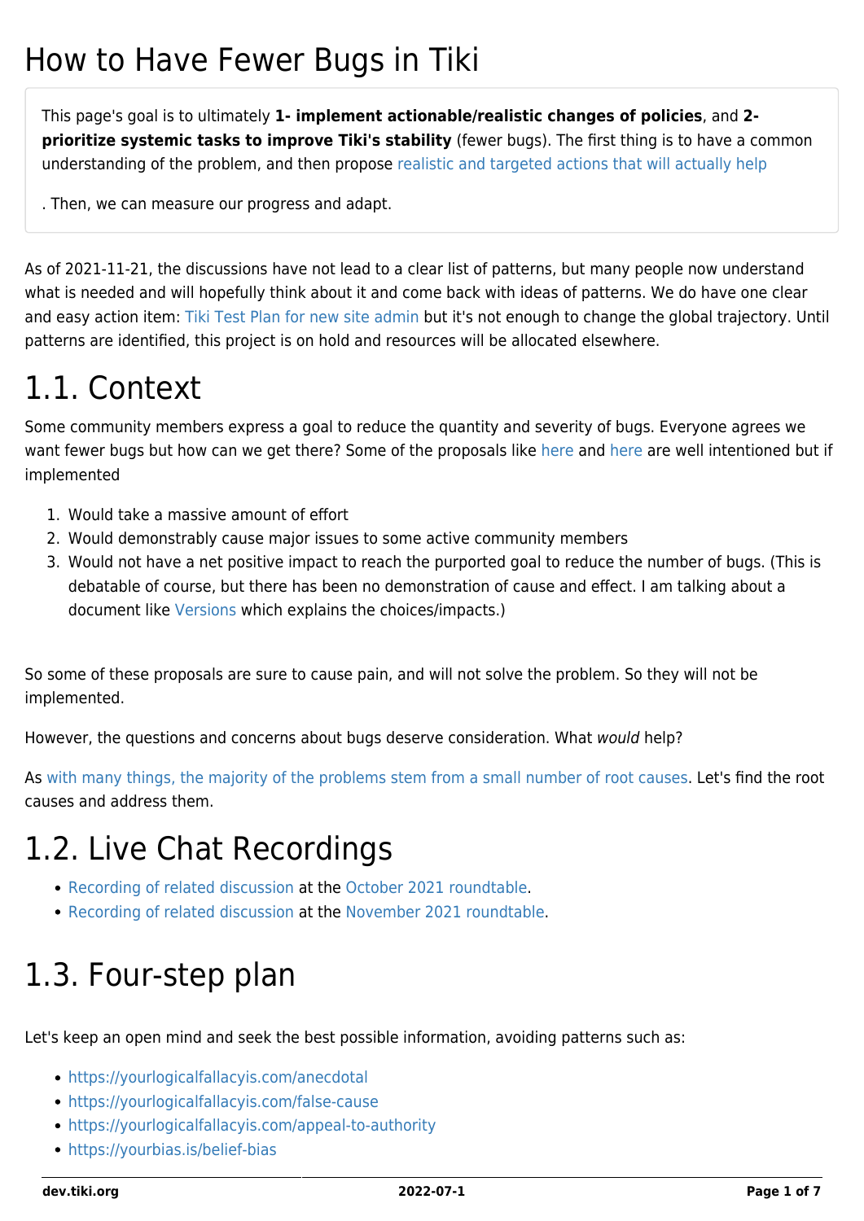# How to Have Fewer Bugs in Tiki

This page's goal is to ultimately **1- implement actionable/realistic changes of policies**, and **2- prioritize systemic tasks to improve Tiki's stability** (fewer bugs). The first thing is to have a common understanding of the problem, and then propose realistic and targeted actions that will actually help

. Then, we can measure our progress and adapt.

As of 2021-11-21, the discussions have not lead to a clear list of patterns, but many people now understand what is needed and will hopefully think about it and come back with ideas of patterns. We do have one clear and easy action item: Tiki Test Plan for new site admin but it's not enough to change the global trajectory. Until patterns are identified, this project is on hold and resources will be allocated elsewhere.

# 1.1. Context

Some community members express a goal to reduce the quantity and severity of bugs. Everyone agrees we want fewer bugs but how can we get there? Some of the proposals like here and here are well intentioned but if implemented

1. Would take a massive amount of effort
2. Would demonstrably cause major issues to some active community members
3. Would not have a net positive impact to reach the purported goal to reduce the number of bugs. (This is debatable of course, but there has been no demonstration of cause and effect. I am talking about a document like Versions which explains the choices/impacts.)

So some of these proposals are sure to cause pain, and will not solve the problem. So they will not be implemented.

However, the questions and concerns about bugs deserve consideration. What *would* help?

As with many things, the majority of the problems stem from a small number of root causes. Let's find the root causes and address them.

# 1.2. Live Chat Recordings

- Recording of related discussion at the October 2021 roundtable.
- Recording of related discussion at the November 2021 roundtable.

# 1.3. Four-step plan

Let's keep an open mind and seek the best possible information, avoiding patterns such as:

- https://yourlogicalfallacyis.com/anecdotal
- https://yourlogicalfallacyis.com/false-cause
- https://yourlogicalfallacyis.com/appeal-to-authority
- https://yourbias.is/belief-bias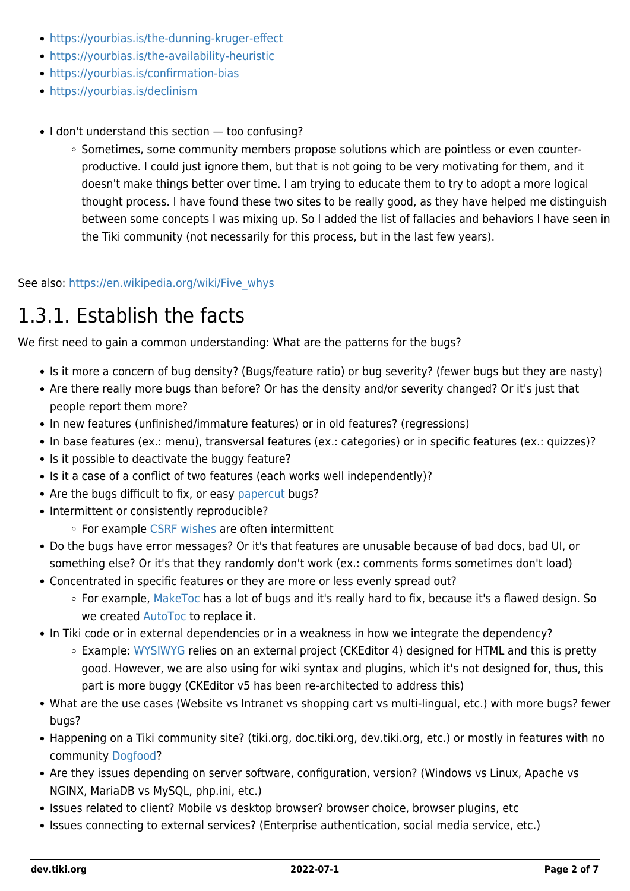- https://yourbias.is/the-dunning-kruger-effect
- https://yourbias.is/the-availability-heuristic
- https://yourbias.is/confirmation-bias
- https://yourbias.is/declinism

- I don't understand this section — too confusing?
  - Sometimes, some community members propose solutions which are pointless or even counter-productive. I could just ignore them, but that is not going to be very motivating for them, and it doesn't make things better over time. I am trying to educate them to try to adopt a more logical thought process. I have found these two sites to be really good, as they have helped me distinguish between some concepts I was mixing up. So I added the list of fallacies and behaviors I have seen in the Tiki community (not necessarily for this process, but in the last few years).

See also: https://en.wikipedia.org/wiki/Five_whys

## 1.3.1. Establish the facts

We first need to gain a common understanding: What are the patterns for the bugs?

- Is it more a concern of bug density? (Bugs/feature ratio) or bug severity? (fewer bugs but they are nasty)
- Are there really more bugs than before? Or has the density and/or severity changed? Or it's just that people report them more?
- In new features (unfinished/immature features) or in old features? (regressions)
- In base features (ex.: menu), transversal features (ex.: categories) or in specific features (ex.: quizzes)?
- Is it possible to deactivate the buggy feature?
- Is it a case of a conflict of two features (each works well independently)?
- Are the bugs difficult to fix, or easy papercut bugs?
- Intermittent or consistently reproducible?
  - For example CSRF wishes are often intermittent
- Do the bugs have error messages? Or it's that features are unusable because of bad docs, bad UI, or something else? Or it's that they randomly don't work (ex.: comments forms sometimes don't load)
- Concentrated in specific features or they are more or less evenly spread out?
  - For example, MakeToc has a lot of bugs and it's really hard to fix, because it's a flawed design. So we created AutoToc to replace it.
- In Tiki code or in external dependencies or in a weakness in how we integrate the dependency?
  - Example: WYSIWYG relies on an external project (CKEditor 4) designed for HTML and this is pretty good. However, we are also using for wiki syntax and plugins, which it's not designed for, thus, this part is more buggy (CKEditor v5 has been re-architected to address this)
- What are the use cases (Website vs Intranet vs shopping cart vs multi-lingual, etc.) with more bugs? fewer bugs?
- Happening on a Tiki community site? (tiki.org, doc.tiki.org, dev.tiki.org, etc.) or mostly in features with no community Dogfood?
- Are they issues depending on server software, configuration, version? (Windows vs Linux, Apache vs NGINX, MariaDB vs MySQL, php.ini, etc.)
- Issues related to client? Mobile vs desktop browser? browser choice, browser plugins, etc
- Issues connecting to external services? (Enterprise authentication, social media service, etc.)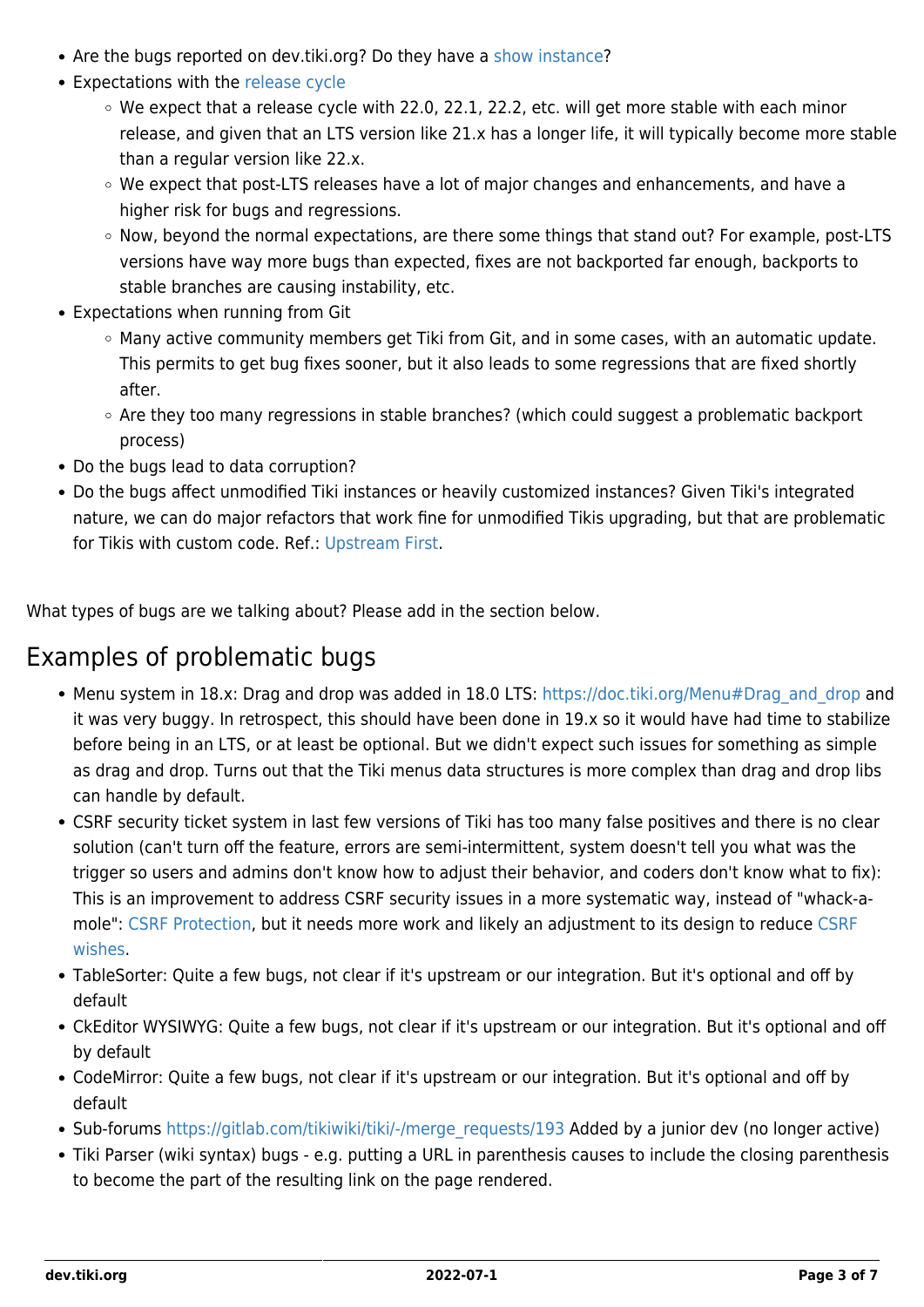- Are the bugs reported on dev.tiki.org? Do they have a show instance?
- Expectations with the release cycle
  - We expect that a release cycle with 22.0, 22.1, 22.2, etc. will get more stable with each minor release, and given that an LTS version like 21.x has a longer life, it will typically become more stable than a regular version like 22.x.
  - We expect that post-LTS releases have a lot of major changes and enhancements, and have a higher risk for bugs and regressions.
  - Now, beyond the normal expectations, are there some things that stand out? For example, post-LTS versions have way more bugs than expected, fixes are not backported far enough, backports to stable branches are causing instability, etc.
- Expectations when running from Git
  - Many active community members get Tiki from Git, and in some cases, with an automatic update. This permits to get bug fixes sooner, but it also leads to some regressions that are fixed shortly after.
  - Are they too many regressions in stable branches? (which could suggest a problematic backport process)
- Do the bugs lead to data corruption?
- Do the bugs affect unmodified Tiki instances or heavily customized instances? Given Tiki's integrated nature, we can do major refactors that work fine for unmodified Tikis upgrading, but that are problematic for Tikis with custom code. Ref.: Upstream First.

What types of bugs are we talking about? Please add in the section below.

## Examples of problematic bugs

- Menu system in 18.x: Drag and drop was added in 18.0 LTS: https://doc.tiki.org/Menu#Drag_and_drop and it was very buggy. In retrospect, this should have been done in 19.x so it would have had time to stabilize before being in an LTS, or at least be optional. But we didn't expect such issues for something as simple as drag and drop. Turns out that the Tiki menus data structures is more complex than drag and drop libs can handle by default.
- CSRF security ticket system in last few versions of Tiki has too many false positives and there is no clear solution (can't turn off the feature, errors are semi-intermittent, system doesn't tell you what was the trigger so users and admins don't know how to adjust their behavior, and coders don't know what to fix): This is an improvement to address CSRF security issues in a more systematic way, instead of "whack-a-mole": CSRF Protection, but it needs more work and likely an adjustment to its design to reduce CSRF wishes.
- TableSorter: Quite a few bugs, not clear if it's upstream or our integration. But it's optional and off by default
- CkEditor WYSIWYG: Quite a few bugs, not clear if it's upstream or our integration. But it's optional and off by default
- CodeMirror: Quite a few bugs, not clear if it's upstream or our integration. But it's optional and off by default
- Sub-forums https://gitlab.com/tikiwiki/tiki/-/merge_requests/193 Added by a junior dev (no longer active)
- Tiki Parser (wiki syntax) bugs - e.g. putting a URL in parenthesis causes to include the closing parenthesis to become the part of the resulting link on the page rendered.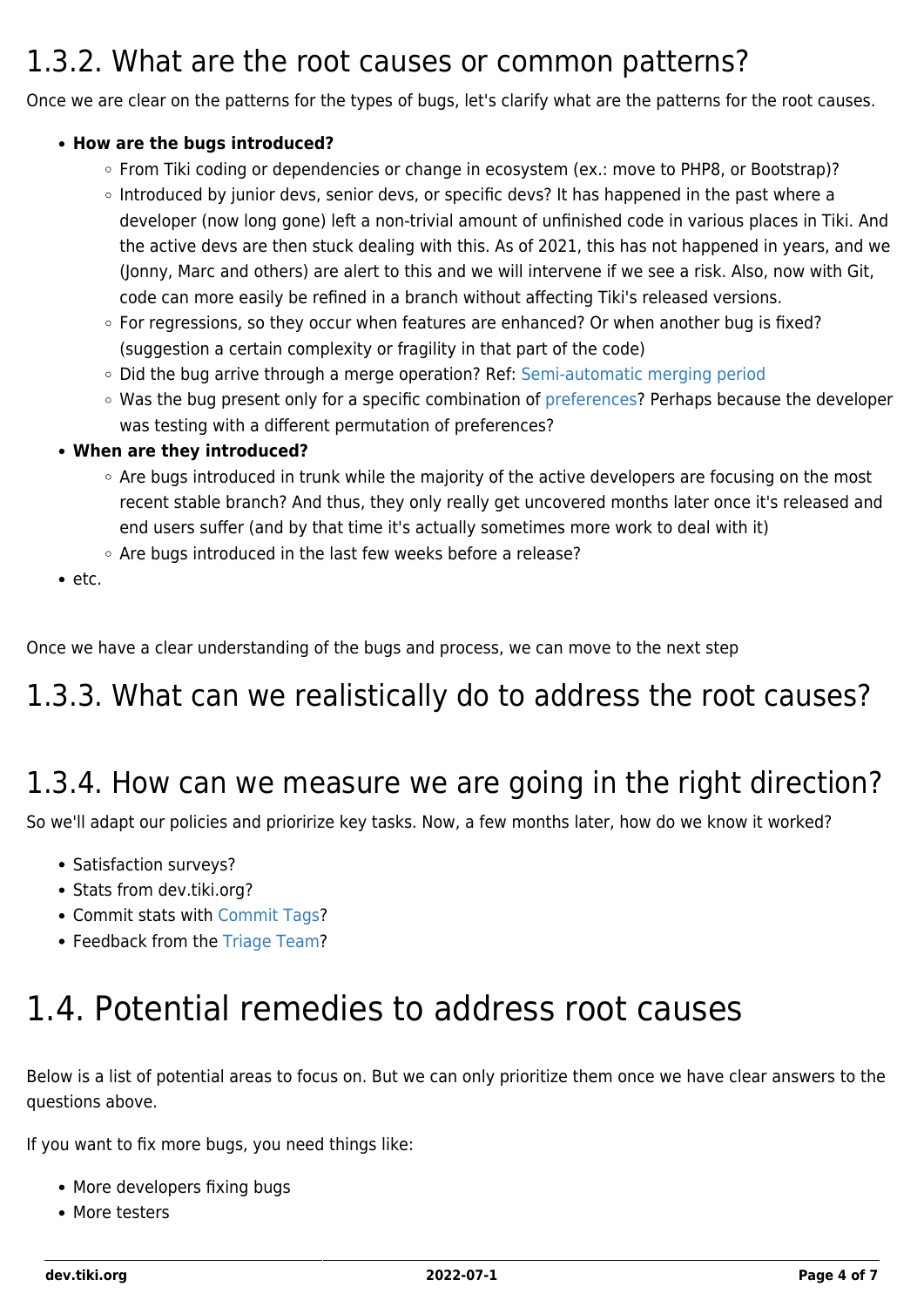## 1.3.2. What are the root causes or common patterns?

Once we are clear on the patterns for the types of bugs, let's clarify what are the patterns for the root causes.

- **How are the bugs introduced?**
    - From Tiki coding or dependencies or change in ecosystem (ex.: move to PHP8, or Bootstrap)?
    - Introduced by junior devs, senior devs, or specific devs? It has happened in the past where a developer (now long gone) left a non-trivial amount of unfinished code in various places in Tiki. And the active devs are then stuck dealing with this. As of 2021, this has not happened in years, and we (Jonny, Marc and others) are alert to this and we will intervene if we see a risk. Also, now with Git, code can more easily be refined in a branch without affecting Tiki's released versions.
    - For regressions, so they occur when features are enhanced? Or when another bug is fixed? (suggestion a certain complexity or fragility in that part of the code)
    - Did the bug arrive through a merge operation? Ref: Semi-automatic merging period
    - Was the bug present only for a specific combination of preferences? Perhaps because the developer was testing with a different permutation of preferences?
- **When are they introduced?**
    - Are bugs introduced in trunk while the majority of the active developers are focusing on the most recent stable branch? And thus, they only really get uncovered months later once it's released and end users suffer (and by that time it's actually sometimes more work to deal with it)
    - Are bugs introduced in the last few weeks before a release?
- etc.

Once we have a clear understanding of the bugs and process, we can move to the next step

## 1.3.3. What can we realistically do to address the root causes?

## 1.3.4. How can we measure we are going in the right direction?

So we'll adapt our policies and prioririze key tasks. Now, a few months later, how do we know it worked?

- Satisfaction surveys?
- Stats from dev.tiki.org?
- Commit stats with Commit Tags?
- Feedback from the Triage Team?

# 1.4. Potential remedies to address root causes

Below is a list of potential areas to focus on. But we can only prioritize them once we have clear answers to the questions above.

If you want to fix more bugs, you need things like:

- More developers fixing bugs
- More testers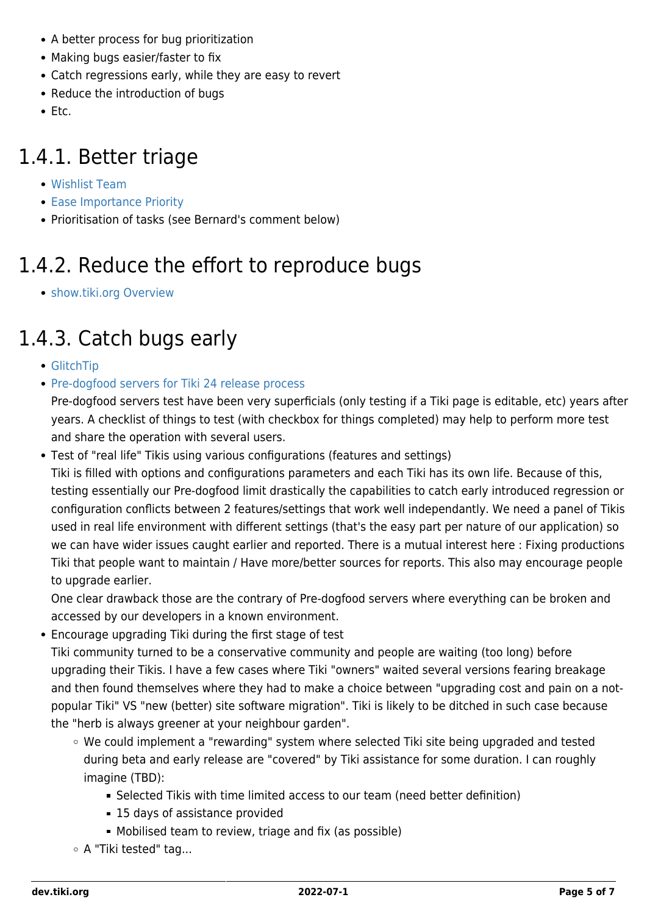- A better process for bug prioritization
- Making bugs easier/faster to fix
- Catch regressions early, while they are easy to revert
- Reduce the introduction of bugs
- Etc.

## 1.4.1. Better triage

- Wishlist Team
- Ease Importance Priority
- Prioritisation of tasks (see Bernard's comment below)

## 1.4.2. Reduce the effort to reproduce bugs

- show.tiki.org Overview

## 1.4.3. Catch bugs early

- GlitchTip
- Pre-dogfood servers for Tiki 24 release process
  Pre-dogfood servers test have been very superficials (only testing if a Tiki page is editable, etc) years after years. A checklist of things to test (with checkbox for things completed) may help to perform more test and share the operation with several users.
- Test of "real life" Tikis using various configurations (features and settings)
  Tiki is filled with options and configurations parameters and each Tiki has its own life. Because of this, testing essentially our Pre-dogfood limit drastically the capabilities to catch early introduced regression or configuration conflicts between 2 features/settings that work well independantly. We need a panel of Tikis used in real life environment with different settings (that's the easy part per nature of our application) so we can have wider issues caught earlier and reported. There is a mutual interest here : Fixing productions Tiki that people want to maintain / Have more/better sources for reports. This also may encourage people to upgrade earlier.
  One clear drawback those are the contrary of Pre-dogfood servers where everything can be broken and accessed by our developers in a known environment.
- Encourage upgrading Tiki during the first stage of test
  Tiki community turned to be a conservative community and people are waiting (too long) before upgrading their Tikis. I have a few cases where Tiki "owners" waited several versions fearing breakage and then found themselves where they had to make a choice between "upgrading cost and pain on a not-popular Tiki" VS "new (better) site software migration". Tiki is likely to be ditched in such case because the "herb is always greener at your neighbour garden".
    - We could implement a "rewarding" system where selected Tiki site being upgraded and tested during beta and early release are "covered" by Tiki assistance for some duration. I can roughly imagine (TBD):
        - Selected Tikis with time limited access to our team (need better definition)
        - 15 days of assistance provided
        - Mobilised team to review, triage and fix (as possible)
    - A "Tiki tested" tag...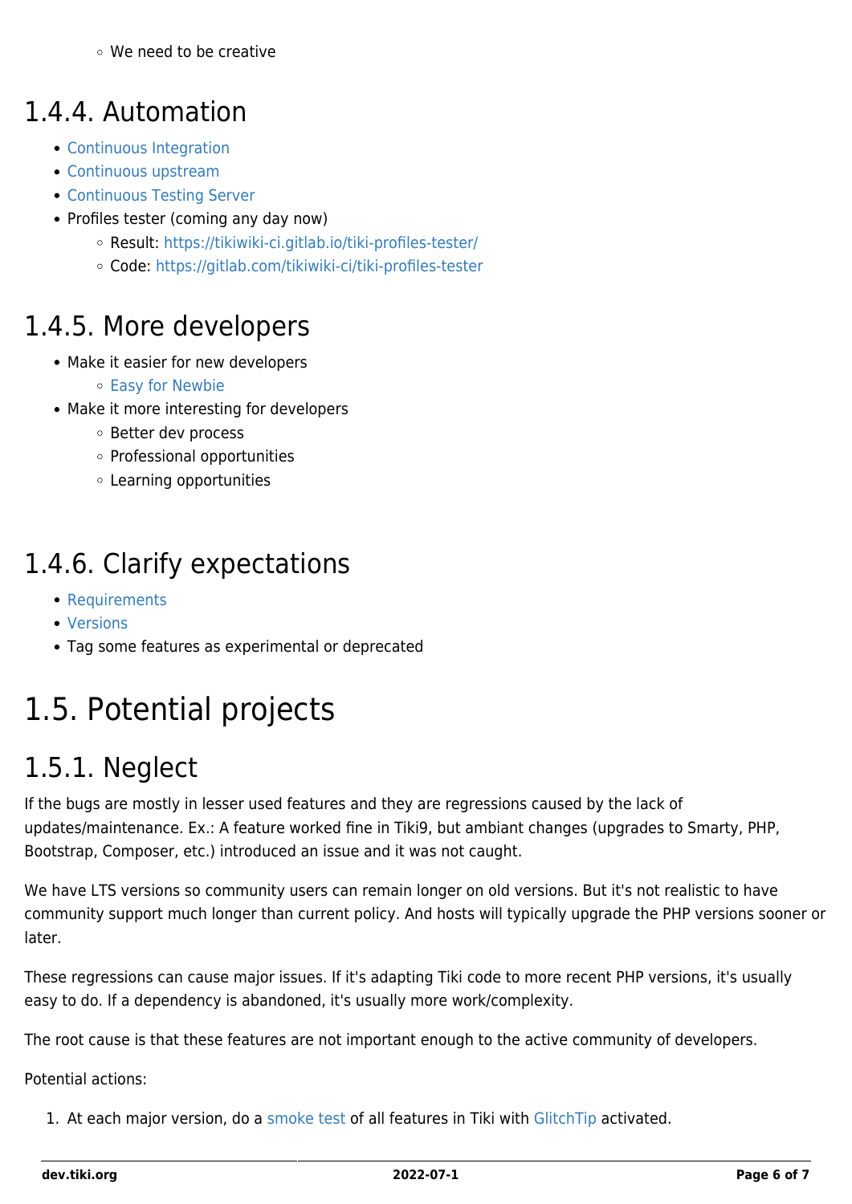- We need to be creative

## 1.4.4. Automation

- Continuous Integration
- Continuous upstream
- Continuous Testing Server
- Profiles tester (coming any day now)
    - Result: https://tikiwiki-ci.gitlab.io/tiki-profiles-tester/
    - Code: https://gitlab.com/tikiwiki-ci/tiki-profiles-tester

## 1.4.5. More developers

- Make it easier for new developers
    - Easy for Newbie
- Make it more interesting for developers
    - Better dev process
    - Professional opportunities
    - Learning opportunities

## 1.4.6. Clarify expectations

- Requirements
- Versions
- Tag some features as experimental or deprecated

# 1.5. Potential projects

## 1.5.1. Neglect

If the bugs are mostly in lesser used features and they are regressions caused by the lack of updates/maintenance. Ex.: A feature worked fine in Tiki9, but ambiant changes (upgrades to Smarty, PHP, Bootstrap, Composer, etc.) introduced an issue and it was not caught.

We have LTS versions so community users can remain longer on old versions. But it's not realistic to have community support much longer than current policy. And hosts will typically upgrade the PHP versions sooner or later.

These regressions can cause major issues. If it's adapting Tiki code to more recent PHP versions, it's usually easy to do. If a dependency is abandoned, it's usually more work/complexity.

The root cause is that these features are not important enough to the active community of developers.

Potential actions:

1. At each major version, do a smoke test of all features in Tiki with GlitchTip activated.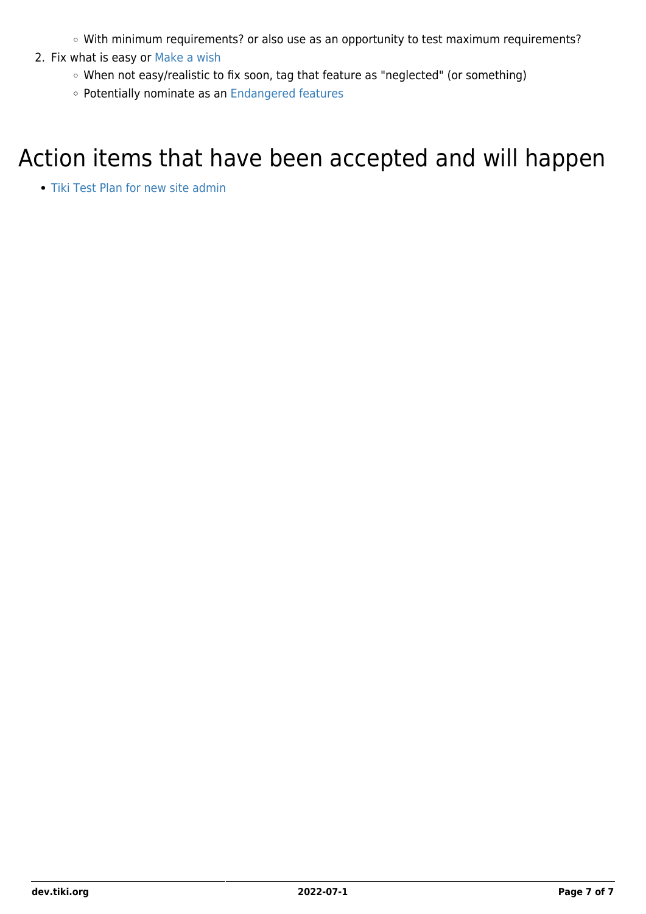- With minimum requirements? or also use as an opportunity to test maximum requirements?
2. Fix what is easy or Make a wish
    - When not easy/realistic to fix soon, tag that feature as "neglected" (or something)
    - Potentially nominate as an Endangered features

# Action items that have been accepted and will happen

- Tiki Test Plan for new site admin